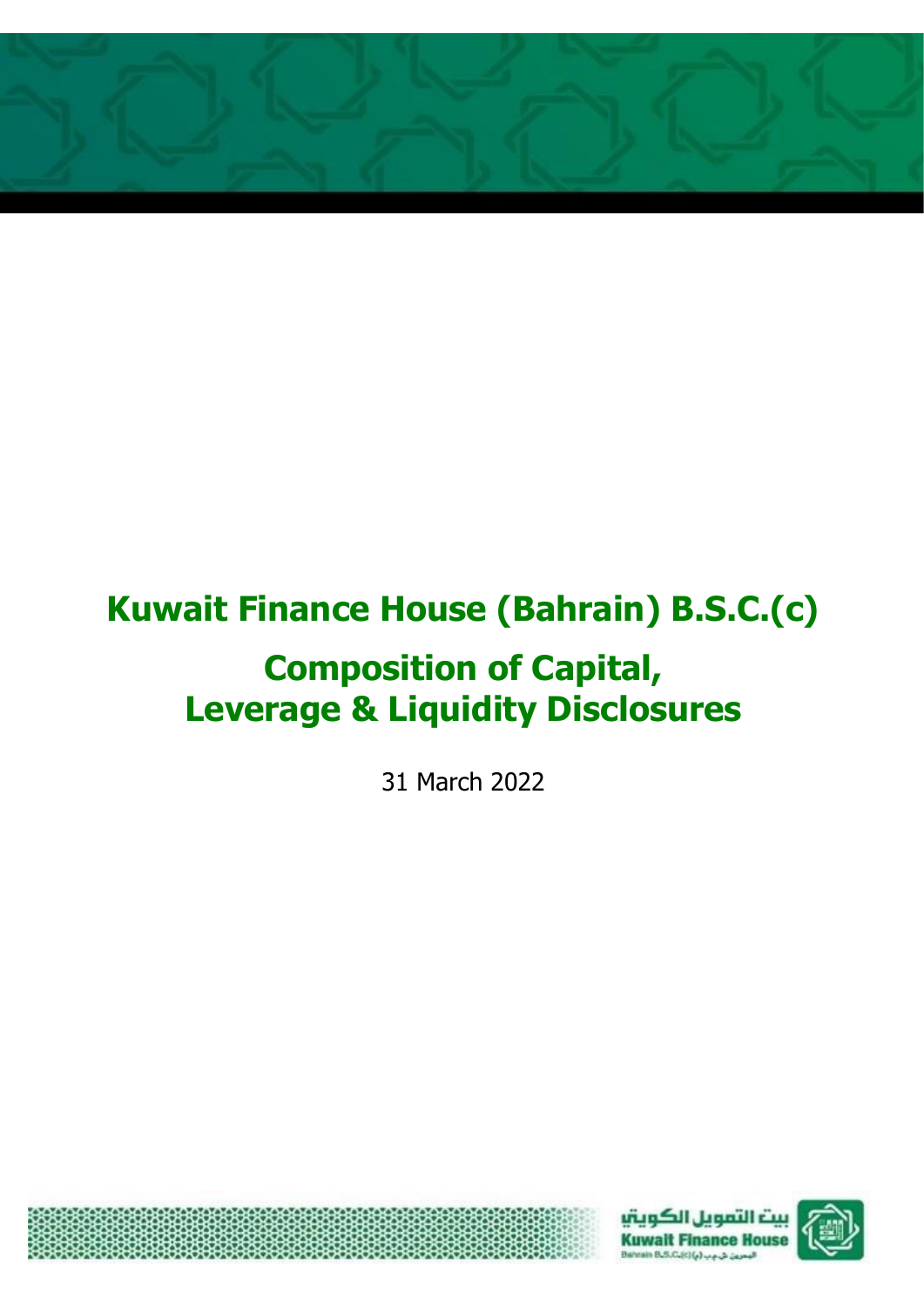# Kuwait Finance House (Bahrain) B.S.C.(c)

# Composition of Capital, Leverage & Liquidity Disclosures

31 March 2022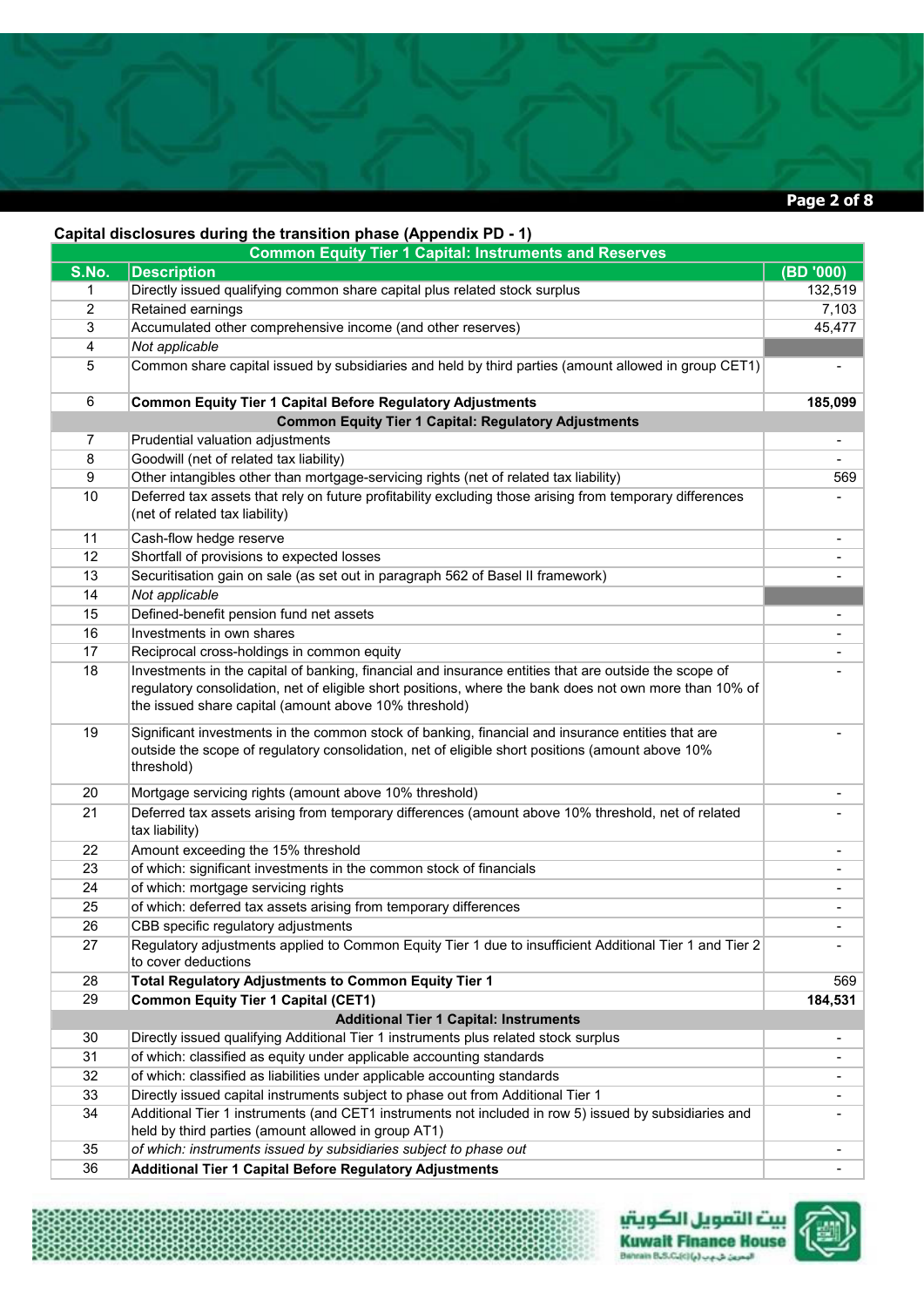### Capital disclosures during the transition phase (Appendix PD - 1)

| S.No. | Description | (BD '000) |
|---|---|---|
| | **Common Equity Tier 1 Capital: Instruments and Reserves** | |
| 1 | Directly issued qualifying common share capital plus related stock surplus | 132,519 |
| 2 | Retained earnings | 7,103 |
| 3 | Accumulated other comprehensive income (and other reserves) | 45,477 |
| 4 | *Not applicable* | |
| 5 | Common share capital issued by subsidiaries and held by third parties (amount allowed in group CET1) | - |
| 6 | **Common Equity Tier 1 Capital Before Regulatory Adjustments** | **185,099** |
| | **Common Equity Tier 1 Capital: Regulatory Adjustments** | |
| 7 | Prudential valuation adjustments | - |
| 8 | Goodwill (net of related tax liability) | - |
| 9 | Other intangibles other than mortgage-servicing rights (net of related tax liability) | 569 |
| 10 | Deferred tax assets that rely on future profitability excluding those arising from temporary differences (net of related tax liability) | - |
| 11 | Cash-flow hedge reserve | - |
| 12 | Shortfall of provisions to expected losses | - |
| 13 | Securitisation gain on sale (as set out in paragraph 562 of Basel II framework) | - |
| 14 | *Not applicable* | |
| 15 | Defined-benefit pension fund net assets | - |
| 16 | Investments in own shares | - |
| 17 | Reciprocal cross-holdings in common equity | - |
| 18 | Investments in the capital of banking, financial and insurance entities that are outside the scope of regulatory consolidation, net of eligible short positions, where the bank does not own more than 10% of the issued share capital (amount above 10% threshold) | - |
| 19 | Significant investments in the common stock of banking, financial and insurance entities that are outside the scope of regulatory consolidation, net of eligible short positions (amount above 10% threshold) | - |
| 20 | Mortgage servicing rights (amount above 10% threshold) | - |
| 21 | Deferred tax assets arising from temporary differences (amount above 10% threshold, net of related tax liability) | - |
| 22 | Amount exceeding the 15% threshold | - |
| 23 | of which: significant investments in the common stock of financials | - |
| 24 | of which: mortgage servicing rights | - |
| 25 | of which: deferred tax assets arising from temporary differences | - |
| 26 | CBB specific regulatory adjustments | - |
| 27 | Regulatory adjustments applied to Common Equity Tier 1 due to insufficient Additional Tier 1 and Tier 2 to cover deductions | - |
| 28 | **Total Regulatory Adjustments to Common Equity Tier 1** | 569 |
| 29 | **Common Equity Tier 1 Capital (CET1)** | **184,531** |
| | **Additional Tier 1 Capital: Instruments** | |
| 30 | Directly issued qualifying Additional Tier 1 instruments plus related stock surplus | - |
| 31 | of which: classified as equity under applicable accounting standards | - |
| 32 | of which: classified as liabilities under applicable accounting standards | - |
| 33 | Directly issued capital instruments subject to phase out from Additional Tier 1 | - |
| 34 | Additional Tier 1 instruments (and CET1 instruments not included in row 5) issued by subsidiaries and held by third parties (amount allowed in group AT1) | - |
| 35 | *of which: instruments issued by subsidiaries subject to phase out* | - |
| 36 | **Additional Tier 1 Capital Before Regulatory Adjustments** | - |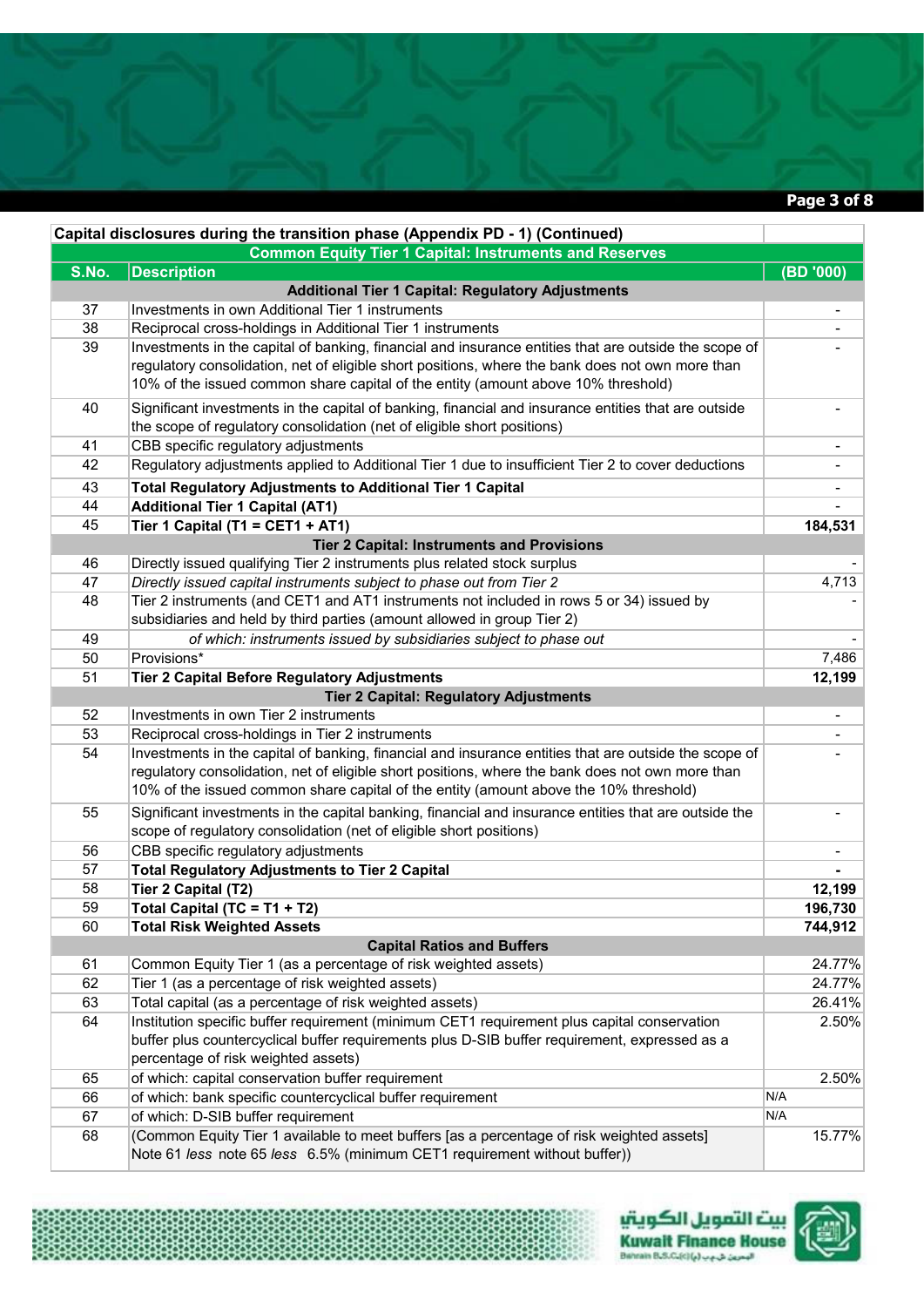| Capital disclosures during the transition phase (Appendix PD - 1) (Continued) | | |
|---|---|---|
| **Common Equity Tier 1 Capital: Instruments and Reserves** | | |
| **S.No.** | **Description** | **(BD '000)** |
| | **Additional Tier 1 Capital: Regulatory Adjustments** | |
| 37 | Investments in own Additional Tier 1 instruments | - |
| 38 | Reciprocal cross-holdings in Additional Tier 1 instruments | - |
| 39 | Investments in the capital of banking, financial and insurance entities that are outside the scope of regulatory consolidation, net of eligible short positions, where the bank does not own more than 10% of the issued common share capital of the entity (amount above 10% threshold) | - |
| 40 | Significant investments in the capital of banking, financial and insurance entities that are outside the scope of regulatory consolidation (net of eligible short positions) | - |
| 41 | CBB specific regulatory adjustments | - |
| 42 | Regulatory adjustments applied to Additional Tier 1 due to insufficient Tier 2 to cover deductions | - |
| 43 | **Total Regulatory Adjustments to Additional Tier 1 Capital** | - |
| 44 | **Additional Tier 1 Capital (AT1)** | - |
| 45 | **Tier 1 Capital (T1 = CET1 + AT1)** | **184,531** |
| | **Tier 2 Capital: Instruments and Provisions** | |
| 46 | Directly issued qualifying Tier 2 instruments plus related stock surplus | - |
| 47 | *Directly issued capital instruments subject to phase out from Tier 2* | 4,713 |
| 48 | Tier 2 instruments (and CET1 and AT1 instruments not included in rows 5 or 34) issued by subsidiaries and held by third parties (amount allowed in group Tier 2) | - |
| 49 | *of which: instruments issued by subsidiaries subject to phase out* | - |
| 50 | Provisions* | 7,486 |
| 51 | **Tier 2 Capital Before Regulatory Adjustments** | **12,199** |
| | **Tier 2 Capital: Regulatory Adjustments** | |
| 52 | Investments in own Tier 2 instruments | - |
| 53 | Reciprocal cross-holdings in Tier 2 instruments | - |
| 54 | Investments in the capital of banking, financial and insurance entities that are outside the scope of regulatory consolidation, net of eligible short positions, where the bank does not own more than 10% of the issued common share capital of the entity (amount above the 10% threshold) | - |
| 55 | Significant investments in the capital banking, financial and insurance entities that are outside the scope of regulatory consolidation (net of eligible short positions) | - |
| 56 | CBB specific regulatory adjustments | - |
| 57 | **Total Regulatory Adjustments to Tier 2 Capital** | **-** |
| 58 | **Tier 2 Capital (T2)** | **12,199** |
| 59 | **Total Capital (TC = T1 + T2)** | **196,730** |
| 60 | **Total Risk Weighted Assets** | **744,912** |
| | **Capital Ratios and Buffers** | |
| 61 | Common Equity Tier 1 (as a percentage of risk weighted assets) | 24.77% |
| 62 | Tier 1 (as a percentage of risk weighted assets) | 24.77% |
| 63 | Total capital (as a percentage of risk weighted assets) | 26.41% |
| 64 | Institution specific buffer requirement (minimum CET1 requirement plus capital conservation buffer plus countercyclical buffer requirements plus D-SIB buffer requirement, expressed as a percentage of risk weighted assets) | 2.50% |
| 65 | of which: capital conservation buffer requirement | 2.50% |
| 66 | of which: bank specific countercyclical buffer requirement | N/A |
| 67 | of which: D-SIB buffer requirement | N/A |
| 68 | (Common Equity Tier 1 available to meet buffers [as a percentage of risk weighted assets] Note 61 *less* note 65 *less* 6.5% (minimum CET1 requirement without buffer)) | 15.77% |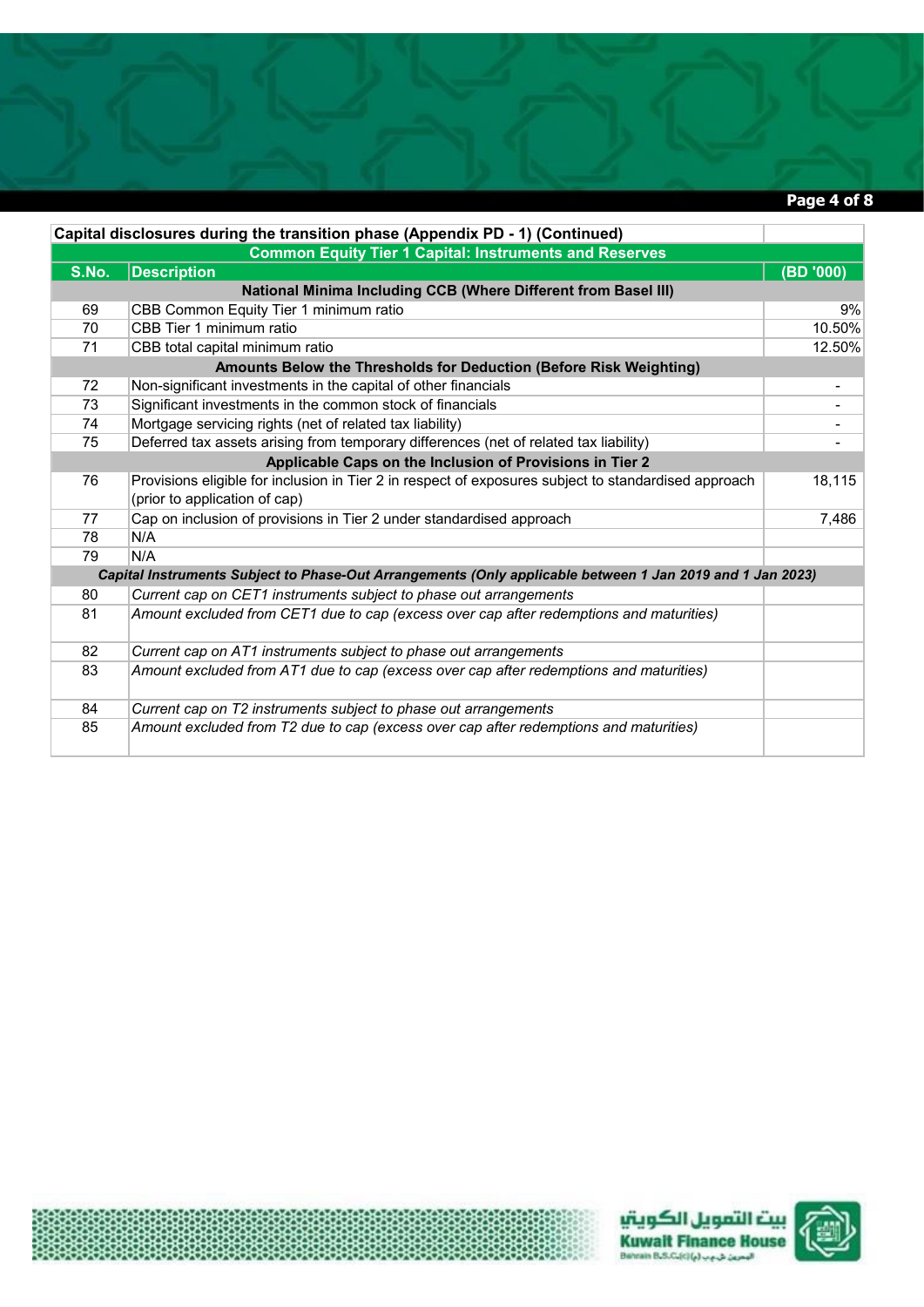| Capital disclosures during the transition phase (Appendix PD - 1) (Continued) | | |
|---|---|---|
| Common Equity Tier 1 Capital: Instruments and Reserves | | |
| **S.No.** | **Description** | **(BD '000)** |
| | **National Minima Including CCB (Where Different from Basel III)** | |
| 69 | CBB Common Equity Tier 1 minimum ratio | 9% |
| 70 | CBB Tier 1 minimum ratio | 10.50% |
| 71 | CBB total capital minimum ratio | 12.50% |
| | **Amounts Below the Thresholds for Deduction (Before Risk Weighting)** | |
| 72 | Non-significant investments in the capital of other financials | - |
| 73 | Significant investments in the common stock of financials | - |
| 74 | Mortgage servicing rights (net of related tax liability) | - |
| 75 | Deferred tax assets arising from temporary differences (net of related tax liability) | - |
| | **Applicable Caps on the Inclusion of Provisions in Tier 2** | |
| 76 | Provisions eligible for inclusion in Tier 2 in respect of exposures subject to standardised approach (prior to application of cap) | 18,115 |
| 77 | Cap on inclusion of provisions in Tier 2 under standardised approach | 7,486 |
| 78 | N/A | |
| 79 | N/A | |
| | ***Capital Instruments Subject to Phase-Out Arrangements (Only applicable between 1 Jan 2019 and 1 Jan 2023)*** | |
| 80 | *Current cap on CET1 instruments subject to phase out arrangements* | |
| 81 | *Amount excluded from CET1 due to cap (excess over cap after redemptions and maturities)* | |
| 82 | *Current cap on AT1 instruments subject to phase out arrangements* | |
| 83 | *Amount excluded from AT1 due to cap (excess over cap after redemptions and maturities)* | |
| 84 | *Current cap on T2 instruments subject to phase out arrangements* | |
| 85 | *Amount excluded from T2 due to cap (excess over cap after redemptions and maturities)* | |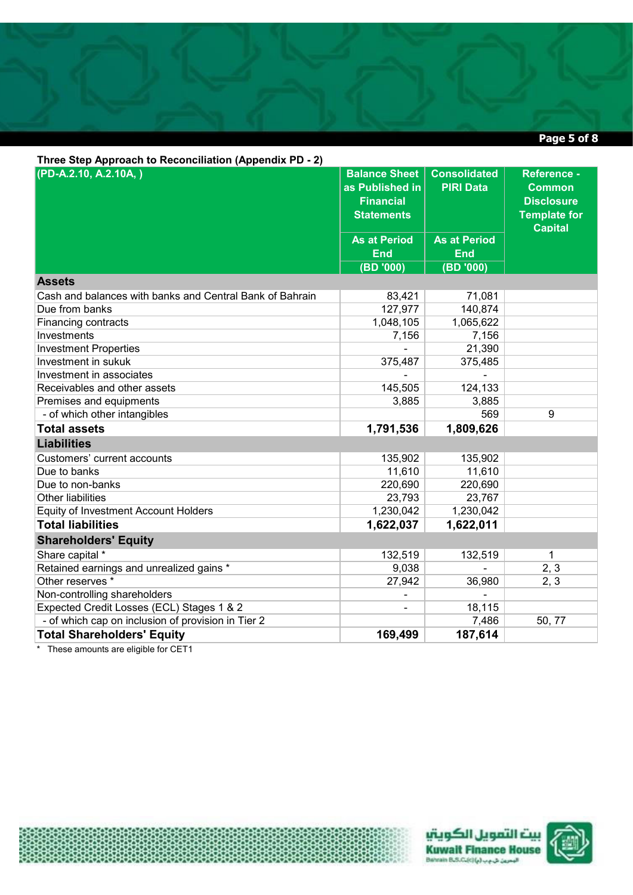**Three Step Approach to Reconciliation (Appendix PD - 2)**

| (PD-A.2.10, A.2.10A, ) | Balance Sheet as Published in Financial Statements | Consolidated PIRI Data | Reference - Common Disclosure Template for Capital |
|---|---|---|---|
| | As at Period End | As at Period End | |
| | (BD '000) | (BD '000) | |
| **Assets** | | | |
| Cash and balances with banks and Central Bank of Bahrain | 83,421 | 71,081 | |
| Due from banks | 127,977 | 140,874 | |
| Financing contracts | 1,048,105 | 1,065,622 | |
| Investments | 7,156 | 7,156 | |
| Investment Properties | - | 21,390 | |
| Investment in sukuk | 375,487 | 375,485 | |
| Investment in associates | - | - | |
| Receivables and other assets | 145,505 | 124,133 | |
| Premises and equipments | 3,885 | 3,885 | |
| - of which other intangibles | | 569 | 9 |
| **Total assets** | **1,791,536** | **1,809,626** | |
| **Liabilities** | | | |
| Customers' current accounts | 135,902 | 135,902 | |
| Due to banks | 11,610 | 11,610 | |
| Due to non-banks | 220,690 | 220,690 | |
| Other liabilities | 23,793 | 23,767 | |
| Equity of Investment Account Holders | 1,230,042 | 1,230,042 | |
| **Total liabilities** | **1,622,037** | **1,622,011** | |
| **Shareholders' Equity** | | | |
| Share capital * | 132,519 | 132,519 | 1 |
| Retained earnings and unrealized gains * | 9,038 | - | 2, 3 |
| Other reserves * | 27,942 | 36,980 | 2, 3 |
| Non-controlling shareholders | - | - | |
| Expected Credit Losses (ECL) Stages 1 & 2 | - | 18,115 | |
| - of which cap on inclusion of provision in Tier 2 | | 7,486 | 50, 77 |
| **Total Shareholders' Equity** | **169,499** | **187,614** | |

\* These amounts are eligible for CET1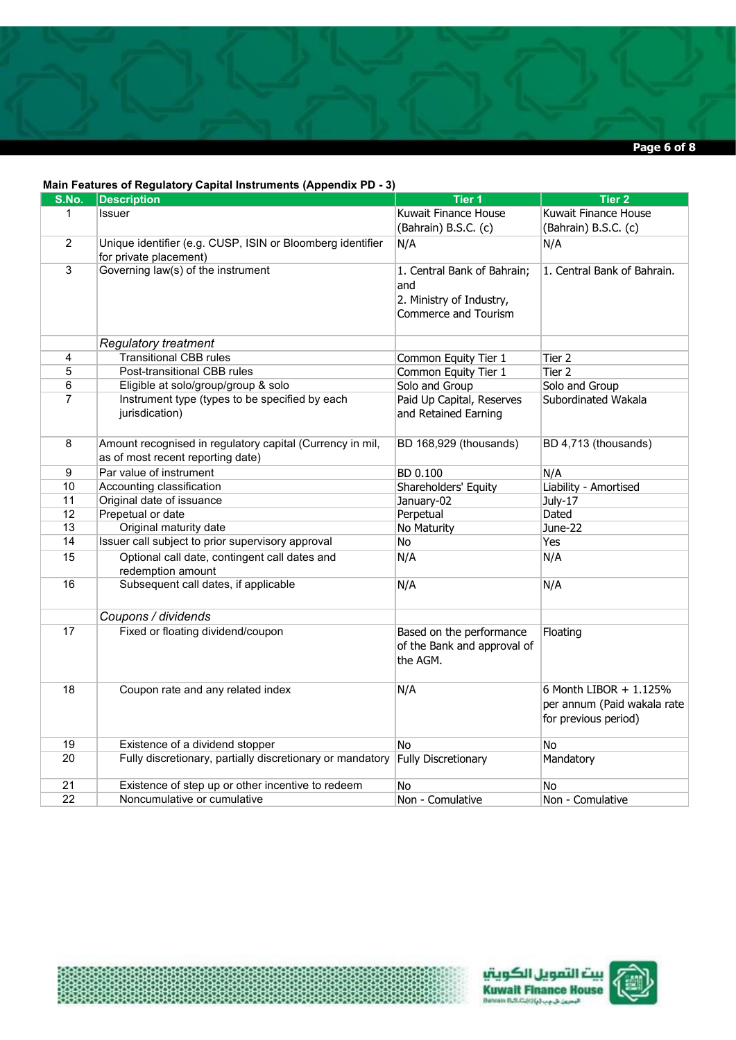**Main Features of Regulatory Capital Instruments (Appendix PD - 3)**

| S.No. | Description | Tier 1 | Tier 2 |
|---|---|---|---|
| 1 | Issuer | Kuwait Finance House (Bahrain) B.S.C. (c) | Kuwait Finance House (Bahrain) B.S.C. (c) |
| 2 | Unique identifier (e.g. CUSP, ISIN or Bloomberg identifier for private placement) | N/A | N/A |
| 3 | Governing law(s) of the instrument | 1. Central Bank of Bahrain; and 2. Ministry of Industry, Commerce and Tourism | 1. Central Bank of Bahrain. |
| | *Regulatory treatment* | | |
| 4 | Transitional CBB rules | Common Equity Tier 1 | Tier 2 |
| 5 | Post-transitional CBB rules | Common Equity Tier 1 | Tier 2 |
| 6 | Eligible at solo/group/group & solo | Solo and Group | Solo and Group |
| 7 | Instrument type (types to be specified by each jurisdiction) | Paid Up Capital, Reserves and Retained Earning | Subordinated Wakala |
| 8 | Amount recognised in regulatory capital (Currency in mil, as of most recent reporting date) | BD 168,929 (thousands) | BD 4,713 (thousands) |
| 9 | Par value of instrument | BD 0.100 | N/A |
| 10 | Accounting classification | Shareholders' Equity | Liability - Amortised |
| 11 | Original date of issuance | January-02 | July-17 |
| 12 | Prepetual or date | Perpetual | Dated |
| 13 | Original maturity date | No Maturity | June-22 |
| 14 | Issuer call subject to prior supervisory approval | No | Yes |
| 15 | Optional call date, contingent call dates and redemption amount | N/A | N/A |
| 16 | Subsequent call dates, if applicable | N/A | N/A |
| | *Coupons / dividends* | | |
| 17 | Fixed or floating dividend/coupon | Based on the performance of the Bank and approval of the AGM. | Floating |
| 18 | Coupon rate and any related index | N/A | 6 Month LIBOR + 1.125% per annum (Paid wakala rate for previous period) |
| 19 | Existence of a dividend stopper | No | No |
| 20 | Fully discretionary, partially discretionary or mandatory | Fully Discretionary | Mandatory |
| 21 | Existence of step up or other incentive to redeem | No | No |
| 22 | Noncumulative or cumulative | Non - Comulative | Non - Comulative |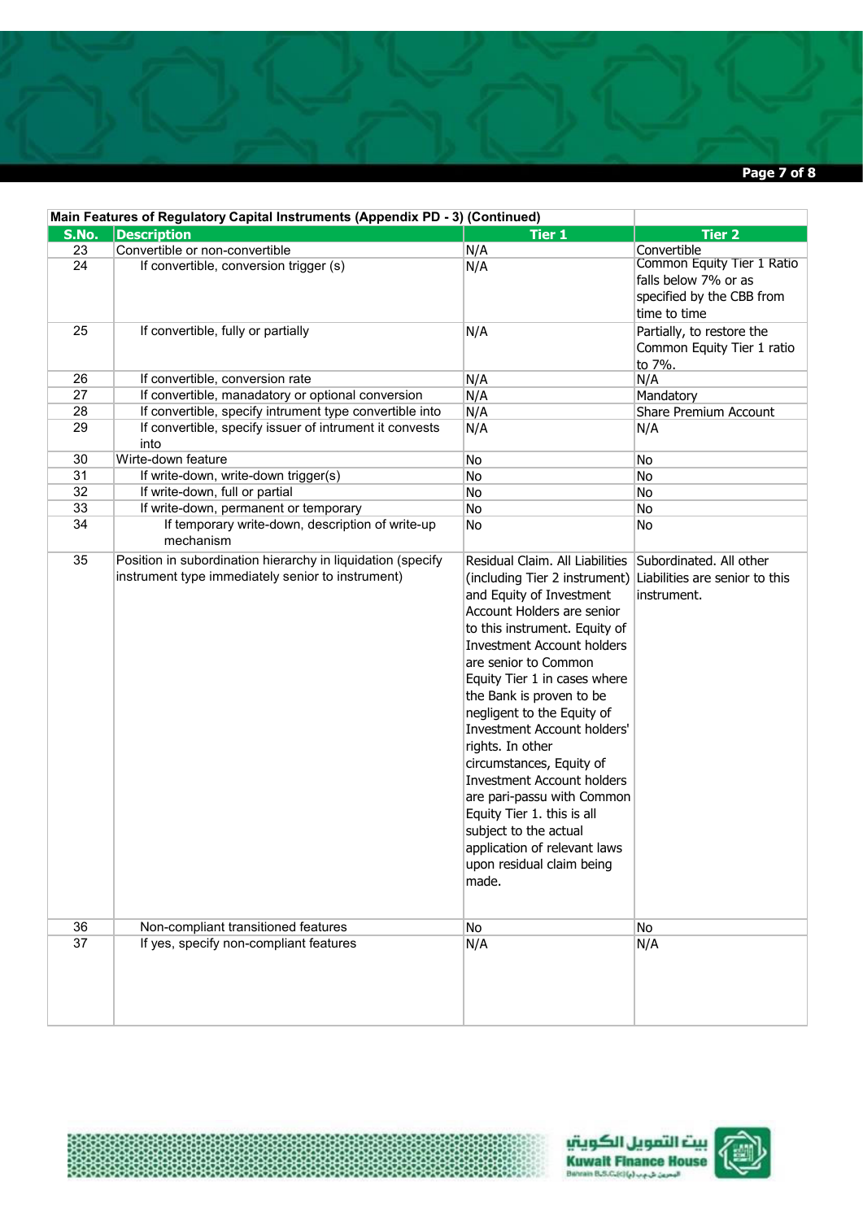| Main Features of Regulatory Capital Instruments (Appendix PD - 3) (Continued) | | | |
|---|---|---|---|
| **S.No.** | **Description** | **Tier 1** | **Tier 2** |
| 23 | Convertible or non-convertible | N/A | Convertible |
| 24 | If convertible, conversion trigger (s) | N/A | Common Equity Tier 1 Ratio falls below 7% or as specified by the CBB from time to time |
| 25 | If convertible, fully or partially | N/A | Partially, to restore the Common Equity Tier 1 ratio to 7%. |
| 26 | If convertible, conversion rate | N/A | N/A |
| 27 | If convertible, manadatory or optional conversion | N/A | Mandatory |
| 28 | If convertible, specify intrument type convertible into | N/A | Share Premium Account |
| 29 | If convertible, specify issuer of intrument it convests into | N/A | N/A |
| 30 | Wirte-down feature | No | No |
| 31 | If write-down, write-down trigger(s) | No | No |
| 32 | If write-down, full or partial | No | No |
| 33 | If write-down, permanent or temporary | No | No |
| 34 | If temporary write-down, description of write-up mechanism | No | No |
| 35 | Position in subordination hierarchy in liquidation (specify instrument type immediately senior to instrument) | Residual Claim. All Liabilities (including Tier 2 instrument) and Equity of Investment Account Holders are senior to this instrument. Equity of Investment Account holders are senior to Common Equity Tier 1 in cases where the Bank is proven to be negligent to the Equity of Investment Account holders' rights. In other circumstances, Equity of Investment Account holders are pari-passu with Common Equity Tier 1. this is all subject to the actual application of relevant laws upon residual claim being made. | Subordinated. All other Liabilities are senior to this instrument. |
| 36 | Non-compliant transitioned features | No | No |
| 37 | If yes, specify non-compliant features | N/A | N/A |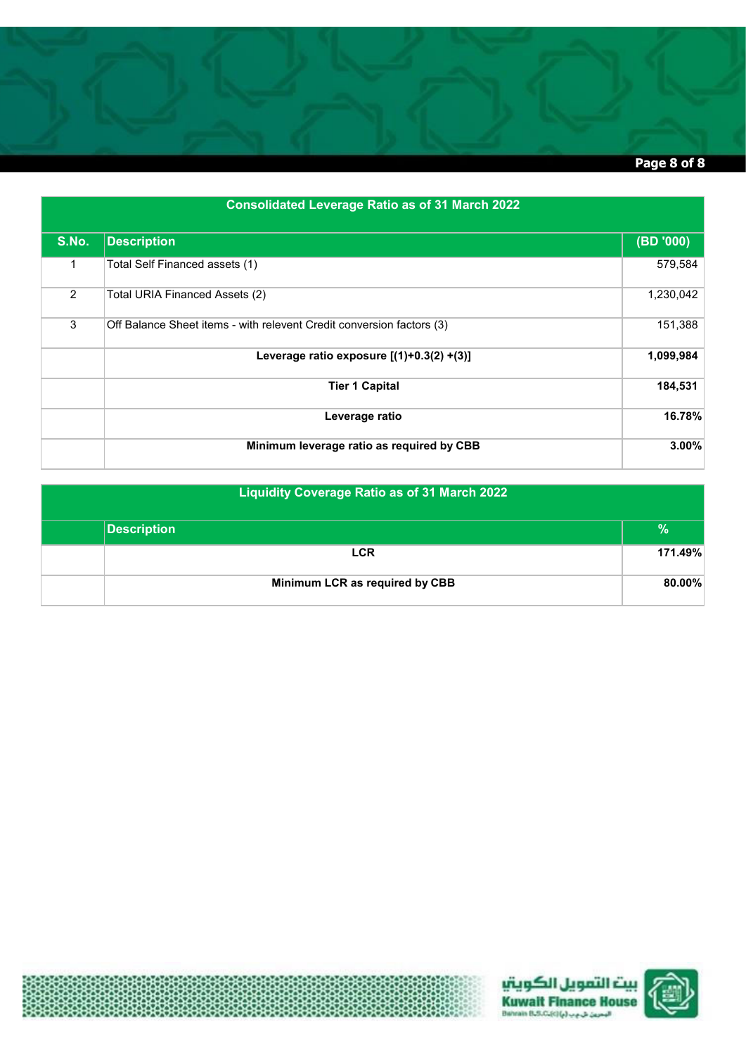| Consolidated Leverage Ratio as of 31 March 2022 | | |
|---|---|---|
| **S.No.** | **Description** | **(BD '000)** |
| 1 | Total Self Financed assets (1) | 579,584 |
| 2 | Total URIA Financed Assets (2) | 1,230,042 |
| 3 | Off Balance Sheet items - with relevent Credit conversion factors (3) | 151,388 |
| | **Leverage ratio exposure [(1)+0.3(2) +(3)]** | **1,099,984** |
| | **Tier 1 Capital** | **184,531** |
| | **Leverage ratio** | **16.78%** |
| | **Minimum leverage ratio as required by CBB** | **3.00%** |

| Liquidity Coverage Ratio as of 31 March 2022 | | |
|---|---|---|
| | **Description** | **%** |
| | **LCR** | **171.49%** |
| | **Minimum LCR as required by CBB** | **80.00%** |